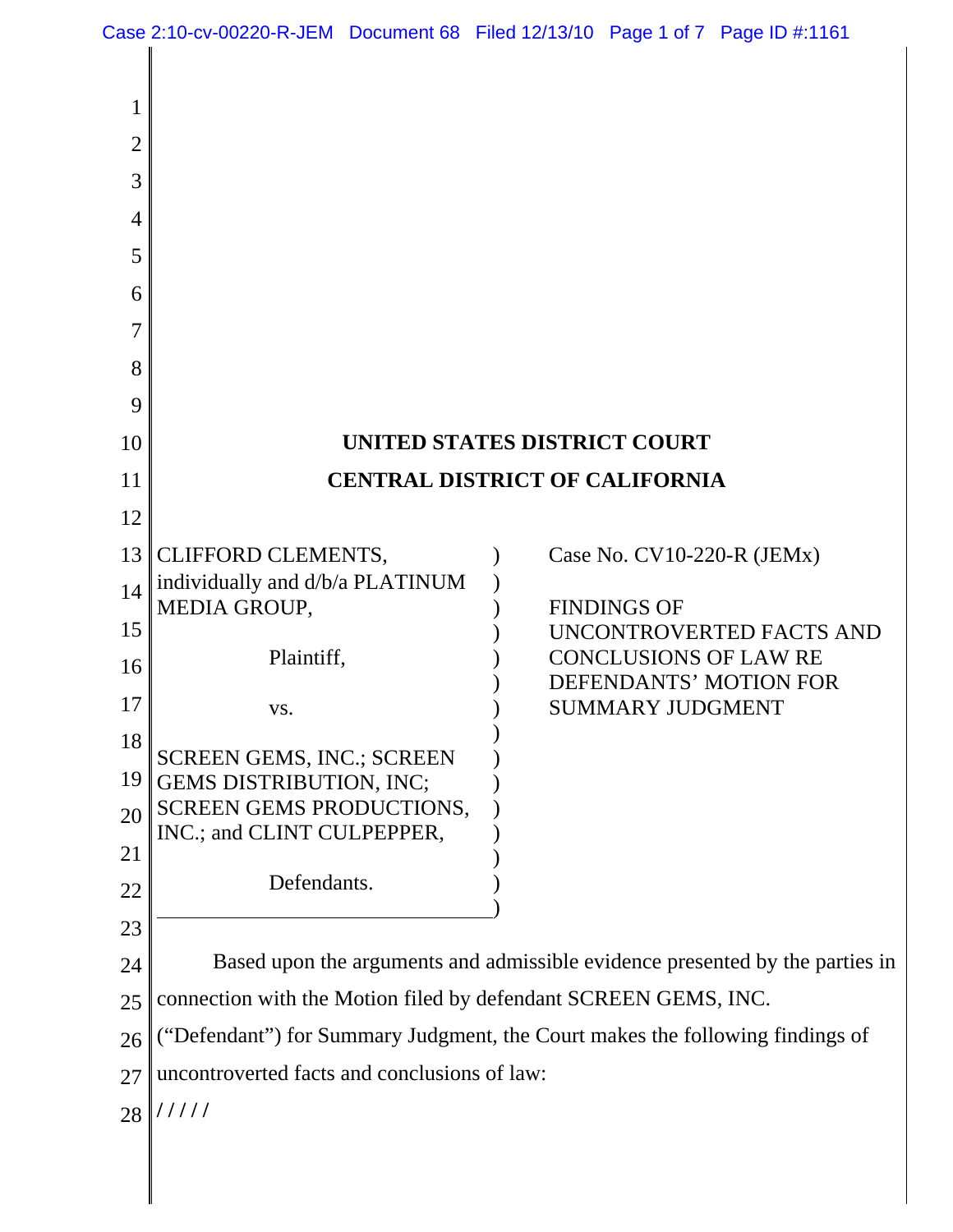# UNITED STATES DISTRICT COURT

# CENTRAL DISTRICT OF CALIFORNIA

| | |
|---|---|
| CLIFFORD CLEMENTS, individually and d/b/a PLATINUM MEDIA GROUP,<br><br>Plaintiff,<br><br>vs.<br><br>SCREEN GEMS, INC.; SCREEN GEMS DISTRIBUTION, INC; SCREEN GEMS PRODUCTIONS, INC.; and CLINT CULPEPPER,<br><br>Defendants. | Case No. CV10-220-R (JEMx)<br><br>FINDINGS OF UNCONTROVERTED FACTS AND CONCLUSIONS OF LAW RE DEFENDANTS' MOTION FOR SUMMARY JUDGMENT |

Based upon the arguments and admissible evidence presented by the parties in connection with the Motion filed by defendant SCREEN GEMS, INC. ("Defendant") for Summary Judgment, the Court makes the following findings of uncontroverted facts and conclusions of law:

/ / / / /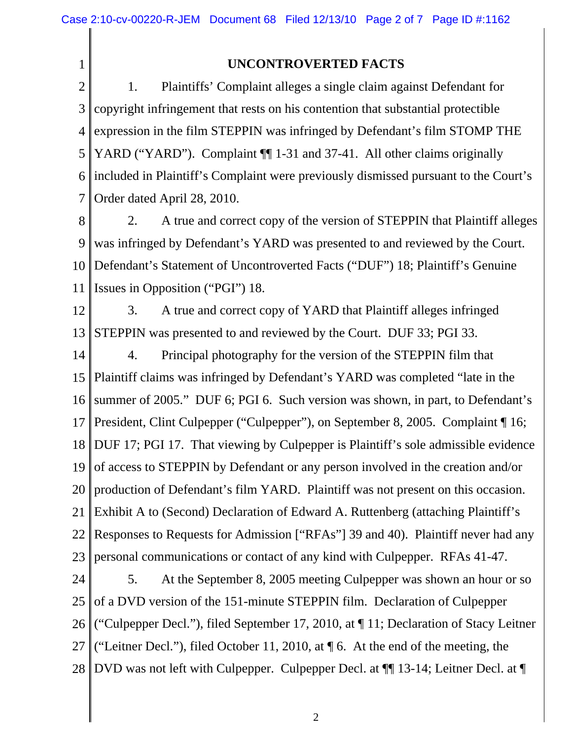## UNCONTROVERTED FACTS

1. Plaintiffs' Complaint alleges a single claim against Defendant for copyright infringement that rests on his contention that substantial protectible expression in the film STEPPIN was infringed by Defendant's film STOMP THE YARD ("YARD"). Complaint ¶¶ 1-31 and 37-41. All other claims originally included in Plaintiff's Complaint were previously dismissed pursuant to the Court's Order dated April 28, 2010.

2. A true and correct copy of the version of STEPPIN that Plaintiff alleges was infringed by Defendant's YARD was presented to and reviewed by the Court. Defendant's Statement of Uncontroverted Facts ("DUF") 18; Plaintiff's Genuine Issues in Opposition ("PGI") 18.

3. A true and correct copy of YARD that Plaintiff alleges infringed STEPPIN was presented to and reviewed by the Court. DUF 33; PGI 33.

4. Principal photography for the version of the STEPPIN film that Plaintiff claims was infringed by Defendant's YARD was completed "late in the summer of 2005." DUF 6; PGI 6. Such version was shown, in part, to Defendant's President, Clint Culpepper ("Culpepper"), on September 8, 2005. Complaint ¶ 16; DUF 17; PGI 17. That viewing by Culpepper is Plaintiff's sole admissible evidence of access to STEPPIN by Defendant or any person involved in the creation and/or production of Defendant's film YARD. Plaintiff was not present on this occasion. Exhibit A to (Second) Declaration of Edward A. Ruttenberg (attaching Plaintiff's Responses to Requests for Admission ["RFAs"] 39 and 40). Plaintiff never had any personal communications or contact of any kind with Culpepper. RFAs 41-47.

5. At the September 8, 2005 meeting Culpepper was shown an hour or so of a DVD version of the 151-minute STEPPIN film. Declaration of Culpepper ("Culpepper Decl."), filed September 17, 2010, at ¶ 11; Declaration of Stacy Leitner ("Leitner Decl."), filed October 11, 2010, at ¶ 6. At the end of the meeting, the DVD was not left with Culpepper. Culpepper Decl. at ¶¶ 13-14; Leitner Decl. at ¶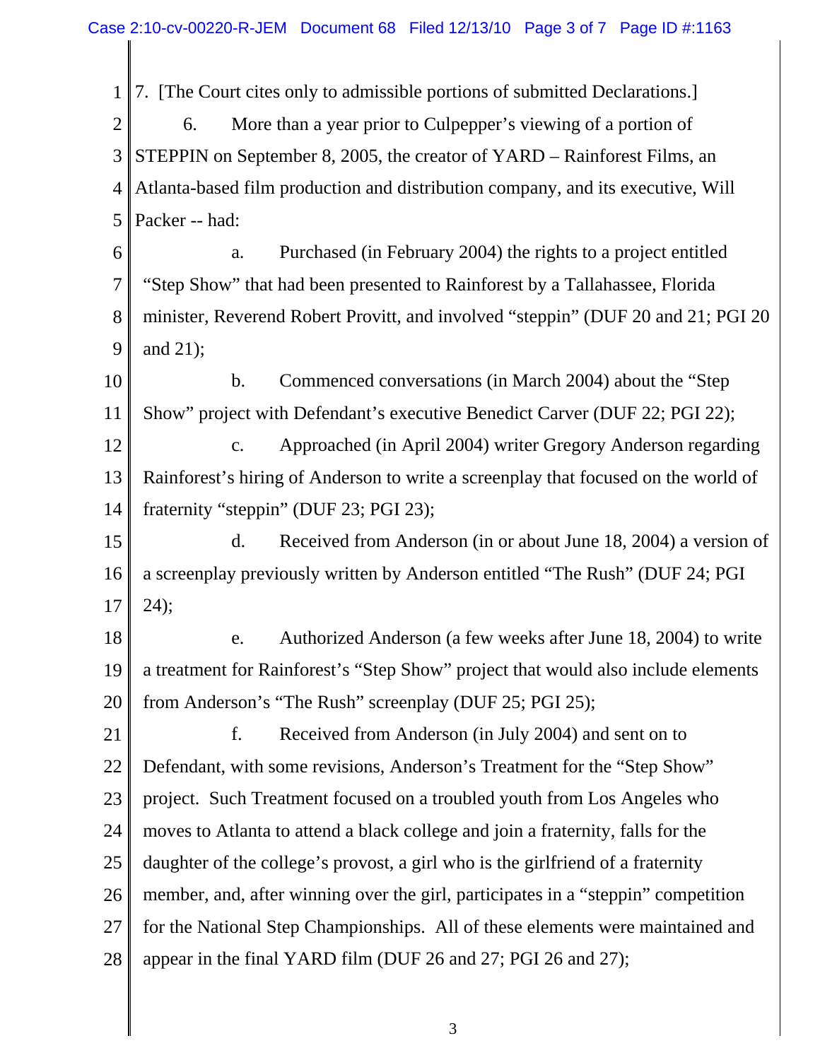7. [The Court cites only to admissible portions of submitted Declarations.]

6. More than a year prior to Culpepper's viewing of a portion of STEPPIN on September 8, 2005, the creator of YARD – Rainforest Films, an Atlanta-based film production and distribution company, and its executive, Will Packer -- had:

a. Purchased (in February 2004) the rights to a project entitled "Step Show" that had been presented to Rainforest by a Tallahassee, Florida minister, Reverend Robert Provitt, and involved "steppin" (DUF 20 and 21; PGI 20 and 21);

b. Commenced conversations (in March 2004) about the "Step Show" project with Defendant's executive Benedict Carver (DUF 22; PGI 22);

c. Approached (in April 2004) writer Gregory Anderson regarding Rainforest's hiring of Anderson to write a screenplay that focused on the world of fraternity "steppin" (DUF 23; PGI 23);

d. Received from Anderson (in or about June 18, 2004) a version of a screenplay previously written by Anderson entitled "The Rush" (DUF 24; PGI 24);

e. Authorized Anderson (a few weeks after June 18, 2004) to write a treatment for Rainforest's "Step Show" project that would also include elements from Anderson's "The Rush" screenplay (DUF 25; PGI 25);

f. Received from Anderson (in July 2004) and sent on to Defendant, with some revisions, Anderson's Treatment for the "Step Show" project. Such Treatment focused on a troubled youth from Los Angeles who moves to Atlanta to attend a black college and join a fraternity, falls for the daughter of the college's provost, a girl who is the girlfriend of a fraternity member, and, after winning over the girl, participates in a "steppin" competition for the National Step Championships. All of these elements were maintained and appear in the final YARD film (DUF 26 and 27; PGI 26 and 27);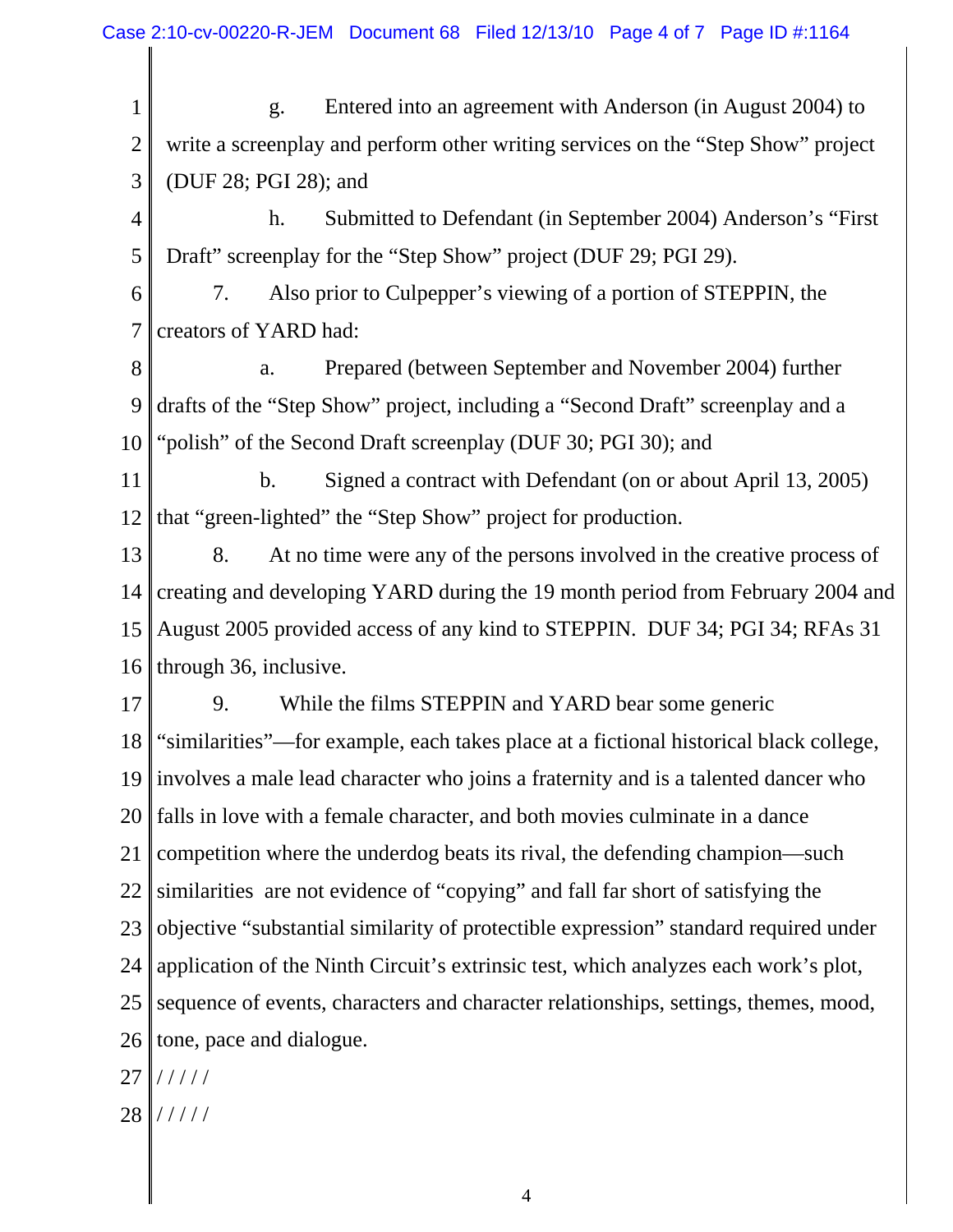g. Entered into an agreement with Anderson (in August 2004) to write a screenplay and perform other writing services on the "Step Show" project (DUF 28; PGI 28); and

h. Submitted to Defendant (in September 2004) Anderson's "First Draft" screenplay for the "Step Show" project (DUF 29; PGI 29).

7. Also prior to Culpepper's viewing of a portion of STEPPIN, the creators of YARD had:

a. Prepared (between September and November 2004) further drafts of the "Step Show" project, including a "Second Draft" screenplay and a "polish" of the Second Draft screenplay (DUF 30; PGI 30); and

b. Signed a contract with Defendant (on or about April 13, 2005) that "green-lighted" the "Step Show" project for production.

8. At no time were any of the persons involved in the creative process of creating and developing YARD during the 19 month period from February 2004 and August 2005 provided access of any kind to STEPPIN. DUF 34; PGI 34; RFAs 31 through 36, inclusive.

9. While the films STEPPIN and YARD bear some generic "similarities"—for example, each takes place at a fictional historical black college, involves a male lead character who joins a fraternity and is a talented dancer who falls in love with a female character, and both movies culminate in a dance competition where the underdog beats its rival, the defending champion—such similarities are not evidence of "copying" and fall far short of satisfying the objective "substantial similarity of protectible expression" standard required under application of the Ninth Circuit's extrinsic test, which analyzes each work's plot, sequence of events, characters and character relationships, settings, themes, mood, tone, pace and dialogue.

/ / / / /

/ / / / /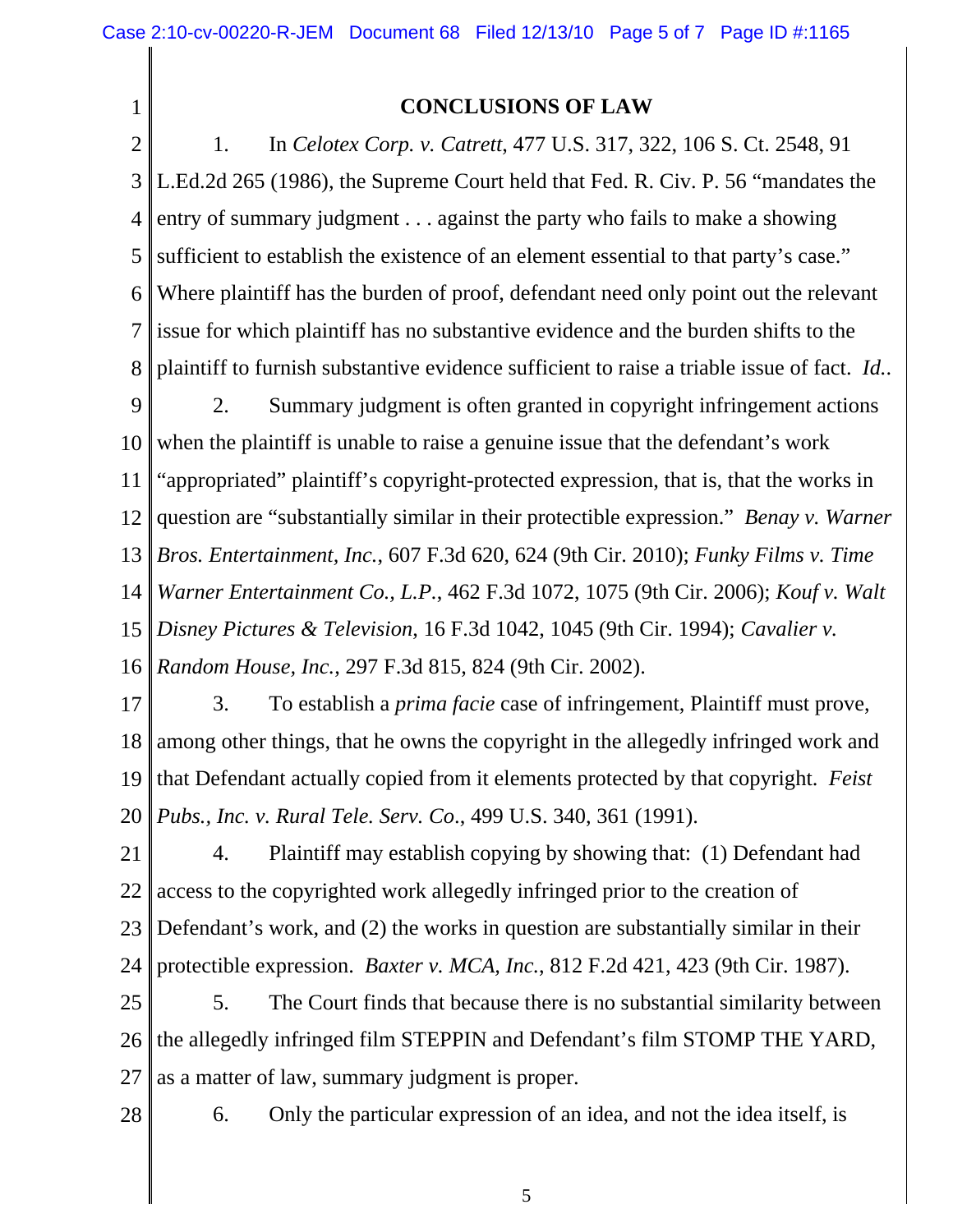## CONCLUSIONS OF LAW

1. In *Celotex Corp. v. Catrett*, 477 U.S. 317, 322, 106 S. Ct. 2548, 91 L.Ed.2d 265 (1986), the Supreme Court held that Fed. R. Civ. P. 56 "mandates the entry of summary judgment . . . against the party who fails to make a showing sufficient to establish the existence of an element essential to that party's case." Where plaintiff has the burden of proof, defendant need only point out the relevant issue for which plaintiff has no substantive evidence and the burden shifts to the plaintiff to furnish substantive evidence sufficient to raise a triable issue of fact. *Id.*.

2. Summary judgment is often granted in copyright infringement actions when the plaintiff is unable to raise a genuine issue that the defendant's work "appropriated" plaintiff's copyright-protected expression, that is, that the works in question are "substantially similar in their protectible expression." *Benay v. Warner Bros. Entertainment, Inc.*, 607 F.3d 620, 624 (9th Cir. 2010); *Funky Films v. Time Warner Entertainment Co., L.P.*, 462 F.3d 1072, 1075 (9th Cir. 2006); *Kouf v. Walt Disney Pictures & Television*, 16 F.3d 1042, 1045 (9th Cir. 1994); *Cavalier v. Random House, Inc.*, 297 F.3d 815, 824 (9th Cir. 2002).

3. To establish a *prima facie* case of infringement, Plaintiff must prove, among other things, that he owns the copyright in the allegedly infringed work and that Defendant actually copied from it elements protected by that copyright. *Feist Pubs., Inc. v. Rural Tele. Serv. Co*., 499 U.S. 340, 361 (1991).

4. Plaintiff may establish copying by showing that: (1) Defendant had access to the copyrighted work allegedly infringed prior to the creation of Defendant's work, and (2) the works in question are substantially similar in their protectible expression. *Baxter v. MCA, Inc.*, 812 F.2d 421, 423 (9th Cir. 1987).

5. The Court finds that because there is no substantial similarity between the allegedly infringed film STEPPIN and Defendant's film STOMP THE YARD, as a matter of law, summary judgment is proper.

6. Only the particular expression of an idea, and not the idea itself, is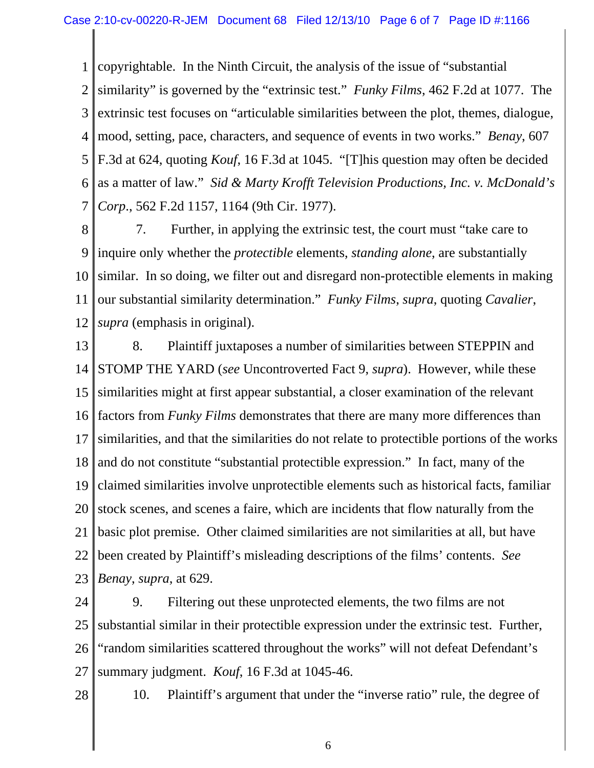copyrightable. In the Ninth Circuit, the analysis of the issue of "substantial similarity" is governed by the "extrinsic test." *Funky Films*, 462 F.2d at 1077. The extrinsic test focuses on "articulable similarities between the plot, themes, dialogue, mood, setting, pace, characters, and sequence of events in two works." *Benay*, 607 F.3d at 624, quoting *Kouf*, 16 F.3d at 1045. "[T]his question may often be decided as a matter of law." *Sid & Marty Krofft Television Productions, Inc. v. McDonald's Corp.*, 562 F.2d 1157, 1164 (9th Cir. 1977).

7. Further, in applying the extrinsic test, the court must "take care to inquire only whether the *protectible* elements, *standing alone*, are substantially similar. In so doing, we filter out and disregard non-protectible elements in making our substantial similarity determination." *Funky Films*, *supra*, quoting *Cavalier*, *supra* (emphasis in original).

8. Plaintiff juxtaposes a number of similarities between STEPPIN and STOMP THE YARD (*see* Uncontroverted Fact 9, *supra*). However, while these similarities might at first appear substantial, a closer examination of the relevant factors from *Funky Films* demonstrates that there are many more differences than similarities, and that the similarities do not relate to protectible portions of the works and do not constitute "substantial protectible expression." In fact, many of the claimed similarities involve unprotectible elements such as historical facts, familiar stock scenes, and scenes a faire, which are incidents that flow naturally from the basic plot premise. Other claimed similarities are not similarities at all, but have been created by Plaintiff's misleading descriptions of the films' contents. *See Benay*, *supra*, at 629.

9. Filtering out these unprotected elements, the two films are not substantial similar in their protectible expression under the extrinsic test. Further, "random similarities scattered throughout the works" will not defeat Defendant's summary judgment. *Kouf*, 16 F.3d at 1045-46.

10. Plaintiff's argument that under the "inverse ratio" rule, the degree of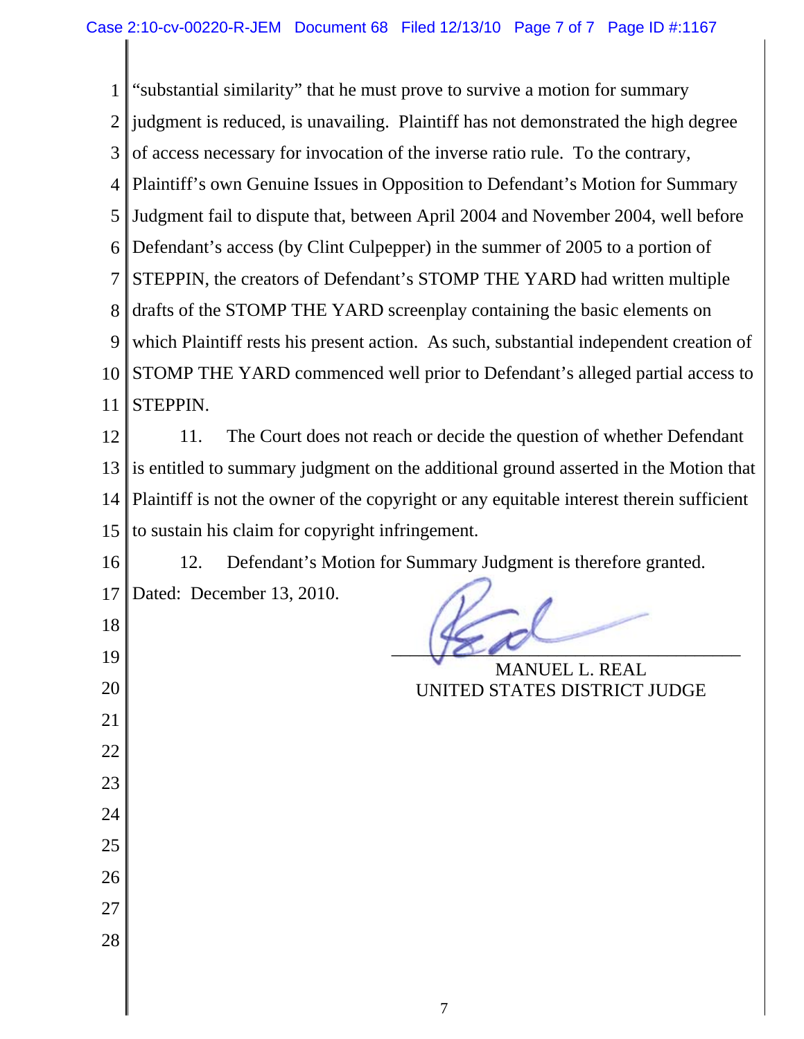"substantial similarity" that he must prove to survive a motion for summary judgment is reduced, is unavailing. Plaintiff has not demonstrated the high degree of access necessary for invocation of the inverse ratio rule. To the contrary, Plaintiff's own Genuine Issues in Opposition to Defendant's Motion for Summary Judgment fail to dispute that, between April 2004 and November 2004, well before Defendant's access (by Clint Culpepper) in the summer of 2005 to a portion of STEPPIN, the creators of Defendant's STOMP THE YARD had written multiple drafts of the STOMP THE YARD screenplay containing the basic elements on which Plaintiff rests his present action. As such, substantial independent creation of STOMP THE YARD commenced well prior to Defendant's alleged partial access to STEPPIN.

11. The Court does not reach or decide the question of whether Defendant is entitled to summary judgment on the additional ground asserted in the Motion that Plaintiff is not the owner of the copyright or any equitable interest therein sufficient to sustain his claim for copyright infringement.

12. Defendant's Motion for Summary Judgment is therefore granted.

Dated: December 13, 2010.

MANUEL L. REAL
UNITED STATES DISTRICT JUDGE